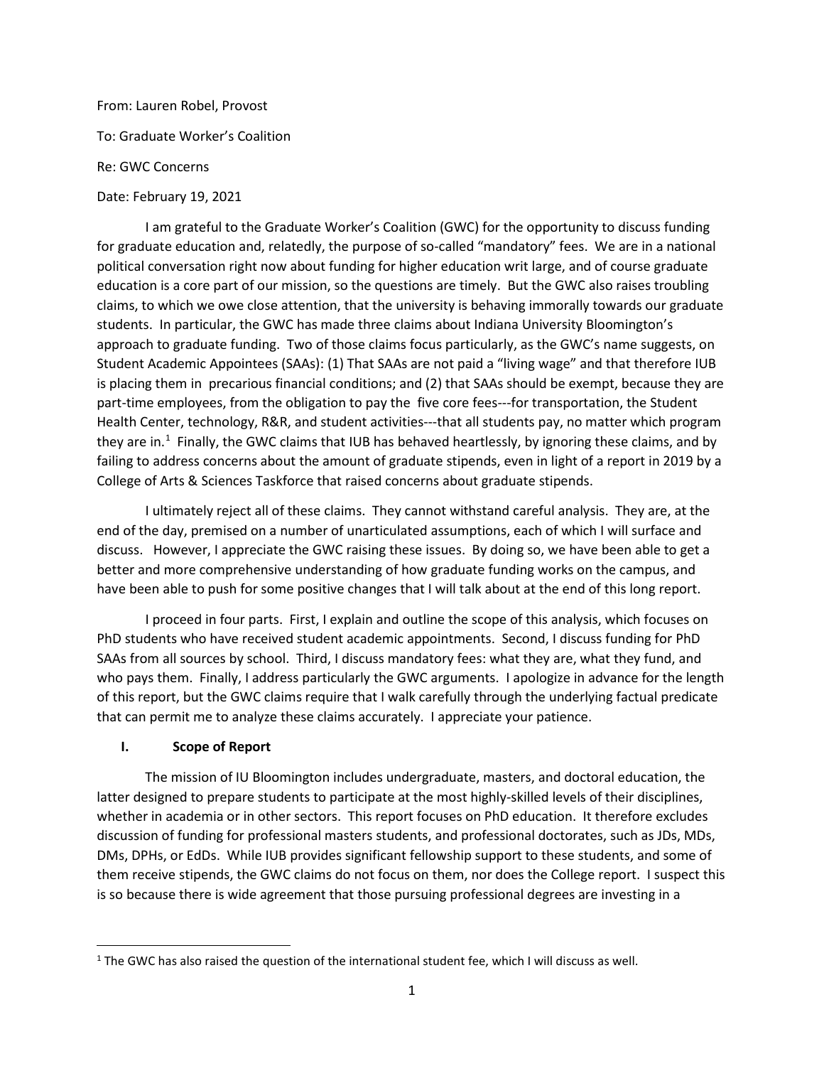From: Lauren Robel, Provost

To: Graduate Worker's Coalition

Re: GWC Concerns

Date: February 19, 2021

I am grateful to the Graduate Worker's Coalition (GWC) for the opportunity to discuss funding for graduate education and, relatedly, the purpose of so-called "mandatory" fees. We are in a national political conversation right now about funding for higher education writ large, and of course graduate education is a core part of our mission, so the questions are timely. But the GWC also raises troubling claims, to which we owe close attention, that the university is behaving immorally towards our graduate students. In particular, the GWC has made three claims about Indiana University Bloomington's approach to graduate funding. Two of those claims focus particularly, as the GWC's name suggests, on Student Academic Appointees (SAAs): (1) That SAAs are not paid a "living wage" and that therefore IUB is placing them in precarious financial conditions; and (2) that SAAs should be exempt, because they are part-time employees, from the obligation to pay the five core fees---for transportation, the Student Health Center, technology, R&R, and student activities---that all students pay, no matter which program they are in.[1] Finally, the GWC claims that IUB has behaved heartlessly, by ignoring these claims, and by failing to address concerns about the amount of graduate stipends, even in light of a report in 2019 by a College of Arts & Sciences Taskforce that raised concerns about graduate stipends.

I ultimately reject all of these claims. They cannot withstand careful analysis. They are, at the end of the day, premised on a number of unarticulated assumptions, each of which I will surface and discuss. However, I appreciate the GWC raising these issues. By doing so, we have been able to get a better and more comprehensive understanding of how graduate funding works on the campus, and have been able to push for some positive changes that I will talk about at the end of this long report.

I proceed in four parts. First, I explain and outline the scope of this analysis, which focuses on PhD students who have received student academic appointments. Second, I discuss funding for PhD SAAs from all sources by school. Third, I discuss mandatory fees: what they are, what they fund, and who pays them. Finally, I address particularly the GWC arguments. I apologize in advance for the length of this report, but the GWC claims require that I walk carefully through the underlying factual predicate that can permit me to analyze these claims accurately. I appreciate your patience.

## I. Scope of Report

The mission of IU Bloomington includes undergraduate, masters, and doctoral education, the latter designed to prepare students to participate at the most highly-skilled levels of their disciplines, whether in academia or in other sectors. This report focuses on PhD education. It therefore excludes discussion of funding for professional masters students, and professional doctorates, such as JDs, MDs, DMs, DPHs, or EdDs. While IUB provides significant fellowship support to these students, and some of them receive stipends, the GWC claims do not focus on them, nor does the College report. I suspect this is so because there is wide agreement that those pursuing professional degrees are investing in a

[1] The GWC has also raised the question of the international student fee, which I will discuss as well.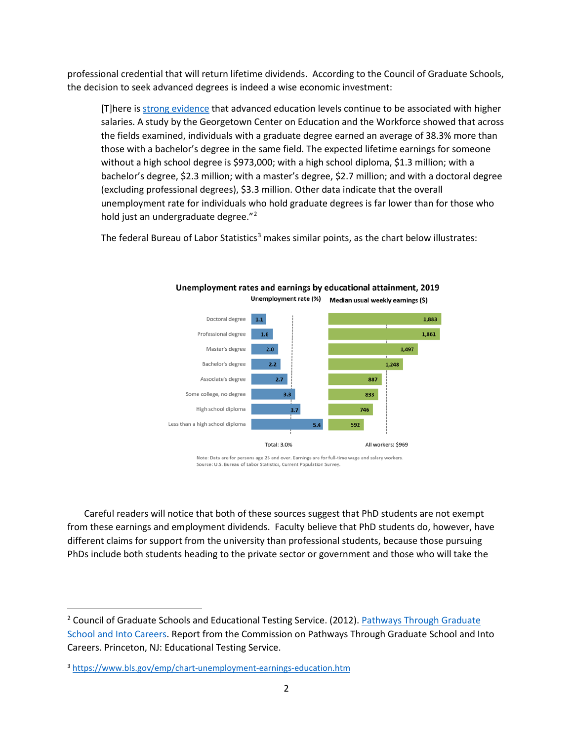professional credential that will return lifetime dividends. According to the Council of Graduate Schools, the decision to seek advanced degrees is indeed a wise economic investment:

> [T]here is strong evidence that advanced education levels continue to be associated with higher salaries. A study by the Georgetown Center on Education and the Workforce showed that across the fields examined, individuals with a graduate degree earned an average of 38.3% more than those with a bachelor's degree in the same field. The expected lifetime earnings for someone without a high school degree is $973,000; with a high school diploma, $1.3 million; with a bachelor's degree, $2.3 million; with a master's degree, $2.7 million; and with a doctoral degree (excluding professional degrees), $3.3 million. Other data indicate that the overall unemployment rate for individuals who hold graduate degrees is far lower than for those who hold just an undergraduate degree."[2]

The federal Bureau of Labor Statistics[3] makes similar points, as the chart below illustrates:

**Unemployment rates and earnings by educational attainment, 2019**

| Educational attainment | Unemployment rate (%) | Median usual weekly earnings ($) |
|---|---|---|
| Doctoral degree | 1.1 | 1,883 |
| Professional degree | 1.6 | 1,861 |
| Master's degree | 2.0 | 1,497 |
| Bachelor's degree | 2.2 | 1,248 |
| Associate's degree | 2.7 | 887 |
| Some college, no degree | 3.3 | 833 |
| High school diploma | 3.7 | 746 |
| Less than a high school diploma | 5.4 | 592 |
| | Total: 3.0% | All workers: $969 |

Note: Data are for persons age 25 and over. Earnings are for full-time wage and salary workers.
Source: U.S. Bureau of Labor Statistics, Current Population Survey.

Careful readers will notice that both of these sources suggest that PhD students are not exempt from these earnings and employment dividends. Faculty believe that PhD students do, however, have different claims for support from the university than professional students, because those pursuing PhDs include both students heading to the private sector or government and those who will take the

---

[2] Council of Graduate Schools and Educational Testing Service. (2012). Pathways Through Graduate School and Into Careers. Report from the Commission on Pathways Through Graduate School and Into Careers. Princeton, NJ: Educational Testing Service.

[3] https://www.bls.gov/emp/chart-unemployment-earnings-education.htm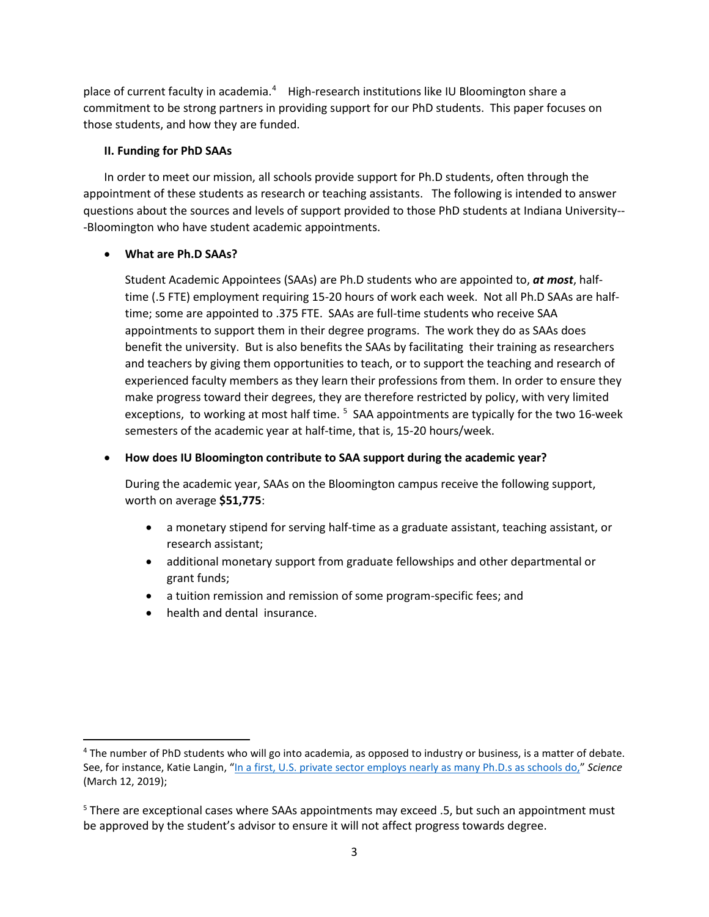place of current faculty in academia.[4] High-research institutions like IU Bloomington share a commitment to be strong partners in providing support for our PhD students. This paper focuses on those students, and how they are funded.

### II. Funding for PhD SAAs

In order to meet our mission, all schools provide support for Ph.D students, often through the appointment of these students as research or teaching assistants. The following is intended to answer questions about the sources and levels of support provided to those PhD students at Indiana University---Bloomington who have student academic appointments.

- **What are Ph.D SAAs?**

  Student Academic Appointees (SAAs) are Ph.D students who are appointed to, ***at most***, half-time (.5 FTE) employment requiring 15-20 hours of work each week. Not all Ph.D SAAs are half-time; some are appointed to .375 FTE. SAAs are full-time students who receive SAA appointments to support them in their degree programs. The work they do as SAAs does benefit the university. But is also benefits the SAAs by facilitating their training as researchers and teachers by giving them opportunities to teach, or to support the teaching and research of experienced faculty members as they learn their professions from them. In order to ensure they make progress toward their degrees, they are therefore restricted by policy, with very limited exceptions, to working at most half time.[5] SAA appointments are typically for the two 16-week semesters of the academic year at half-time, that is, 15-20 hours/week.

- **How does IU Bloomington contribute to SAA support during the academic year?**

  During the academic year, SAAs on the Bloomington campus receive the following support, worth on average **$51,775**:

  - a monetary stipend for serving half-time as a graduate assistant, teaching assistant, or research assistant;
  - additional monetary support from graduate fellowships and other departmental or grant funds;
  - a tuition remission and remission of some program-specific fees; and
  - health and dental insurance.

---

[4] The number of PhD students who will go into academia, as opposed to industry or business, is a matter of debate. See, for instance, Katie Langin, "In a first, U.S. private sector employs nearly as many Ph.D.s as schools do," *Science* (March 12, 2019);

[5] There are exceptional cases where SAAs appointments may exceed .5, but such an appointment must be approved by the student's advisor to ensure it will not affect progress towards degree.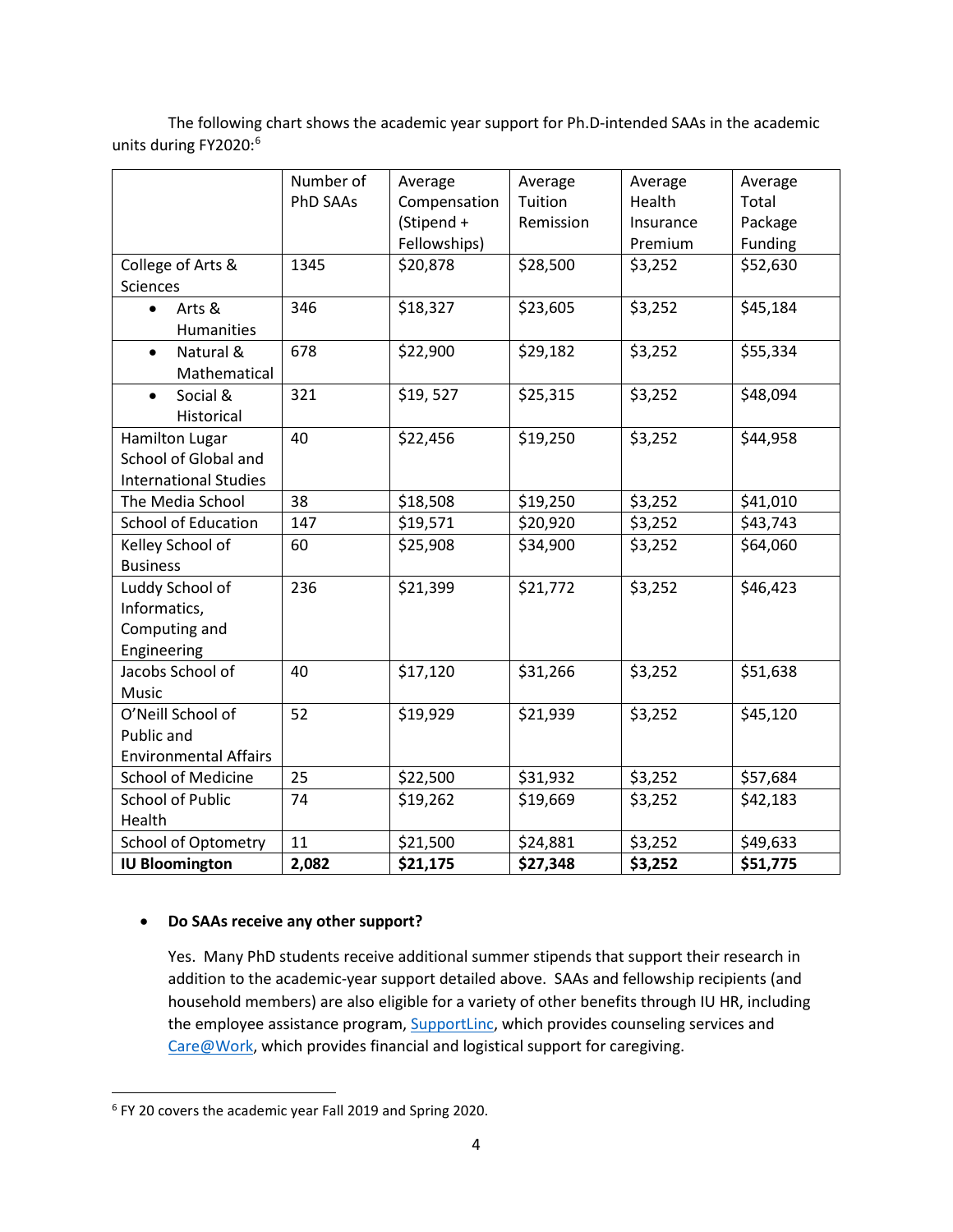The following chart shows the academic year support for Ph.D-intended SAAs in the academic units during FY2020:[6]

| | Number of PhD SAAs | Average Compensation (Stipend + Fellowships) | Average Tuition Remission | Average Health Insurance Premium | Average Total Package Funding |
|---|---|---|---|---|---|
| College of Arts & Sciences | 1345 | $20,878 | $28,500 | $3,252 | $52,630 |
| • Arts & Humanities | 346 | $18,327 | $23,605 | $3,252 | $45,184 |
| • Natural & Mathematical | 678 | $22,900 | $29,182 | $3,252 | $55,334 |
| • Social & Historical | 321 | $19, 527 | $25,315 | $3,252 | $48,094 |
| Hamilton Lugar School of Global and International Studies | 40 | $22,456 | $19,250 | $3,252 | $44,958 |
| The Media School | 38 | $18,508 | $19,250 | $3,252 | $41,010 |
| School of Education | 147 | $19,571 | $20,920 | $3,252 | $43,743 |
| Kelley School of Business | 60 | $25,908 | $34,900 | $3,252 | $64,060 |
| Luddy School of Informatics, Computing and Engineering | 236 | $21,399 | $21,772 | $3,252 | $46,423 |
| Jacobs School of Music | 40 | $17,120 | $31,266 | $3,252 | $51,638 |
| O'Neill School of Public and Environmental Affairs | 52 | $19,929 | $21,939 | $3,252 | $45,120 |
| School of Medicine | 25 | $22,500 | $31,932 | $3,252 | $57,684 |
| School of Public Health | 74 | $19,262 | $19,669 | $3,252 | $42,183 |
| School of Optometry | 11 | $21,500 | $24,881 | $3,252 | $49,633 |
| **IU Bloomington** | **2,082** | **$21,175** | **$27,348** | **$3,252** | **$51,775** |

- **Do SAAs receive any other support?**

  Yes. Many PhD students receive additional summer stipends that support their research in addition to the academic-year support detailed above. SAAs and fellowship recipients (and household members) are also eligible for a variety of other benefits through IU HR, including the employee assistance program, SupportLinc, which provides counseling services and Care@Work, which provides financial and logistical support for caregiving.

[6] FY 20 covers the academic year Fall 2019 and Spring 2020.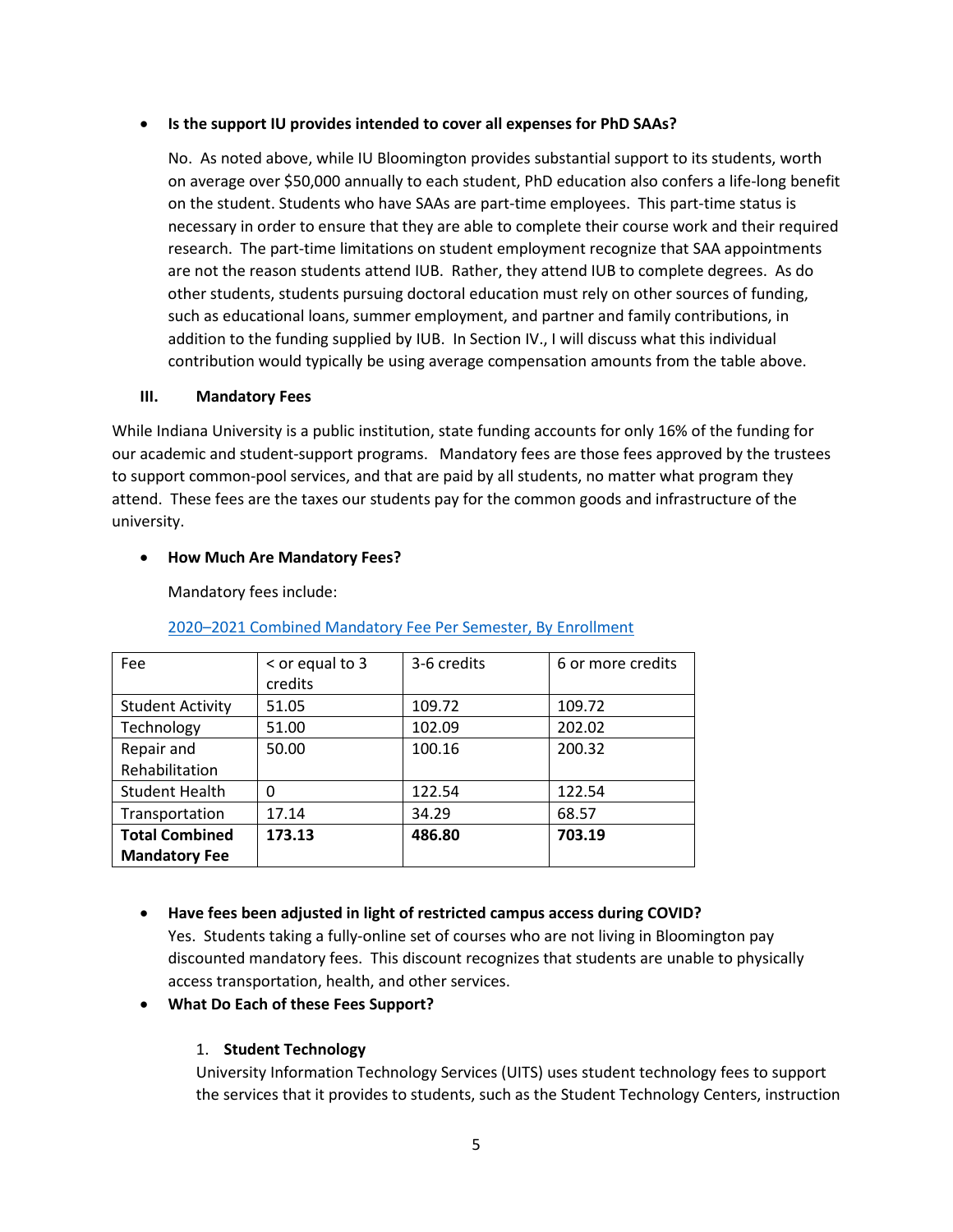- **Is the support IU provides intended to cover all expenses for PhD SAAs?**

  No. As noted above, while IU Bloomington provides substantial support to its students, worth on average over $50,000 annually to each student, PhD education also confers a life-long benefit on the student. Students who have SAAs are part-time employees. This part-time status is necessary in order to ensure that they are able to complete their course work and their required research. The part-time limitations on student employment recognize that SAA appointments are not the reason students attend IUB. Rather, they attend IUB to complete degrees. As do other students, students pursuing doctoral education must rely on other sources of funding, such as educational loans, summer employment, and partner and family contributions, in addition to the funding supplied by IUB. In Section IV., I will discuss what this individual contribution would typically be using average compensation amounts from the table above.

## III. Mandatory Fees

While Indiana University is a public institution, state funding accounts for only 16% of the funding for our academic and student-support programs. Mandatory fees are those fees approved by the trustees to support common-pool services, and that are paid by all students, no matter what program they attend. These fees are the taxes our students pay for the common goods and infrastructure of the university.

- **How Much Are Mandatory Fees?**

  Mandatory fees include:

  2020–2021 Combined Mandatory Fee Per Semester, By Enrollment

| Fee | < or equal to 3 credits | 3-6 credits | 6 or more credits |
|---|---|---|---|
| Student Activity | 51.05 | 109.72 | 109.72 |
| Technology | 51.00 | 102.09 | 202.02 |
| Repair and Rehabilitation | 50.00 | 100.16 | 200.32 |
| Student Health | 0 | 122.54 | 122.54 |
| Transportation | 17.14 | 34.29 | 68.57 |
| **Total Combined Mandatory Fee** | **173.13** | **486.80** | **703.19** |

- **Have fees been adjusted in light of restricted campus access during COVID?**
  Yes. Students taking a fully-online set of courses who are not living in Bloomington pay discounted mandatory fees. This discount recognizes that students are unable to physically access transportation, health, and other services.
- **What Do Each of these Fees Support?**

  1. **Student Technology**
     University Information Technology Services (UITS) uses student technology fees to support the services that it provides to students, such as the Student Technology Centers, instruction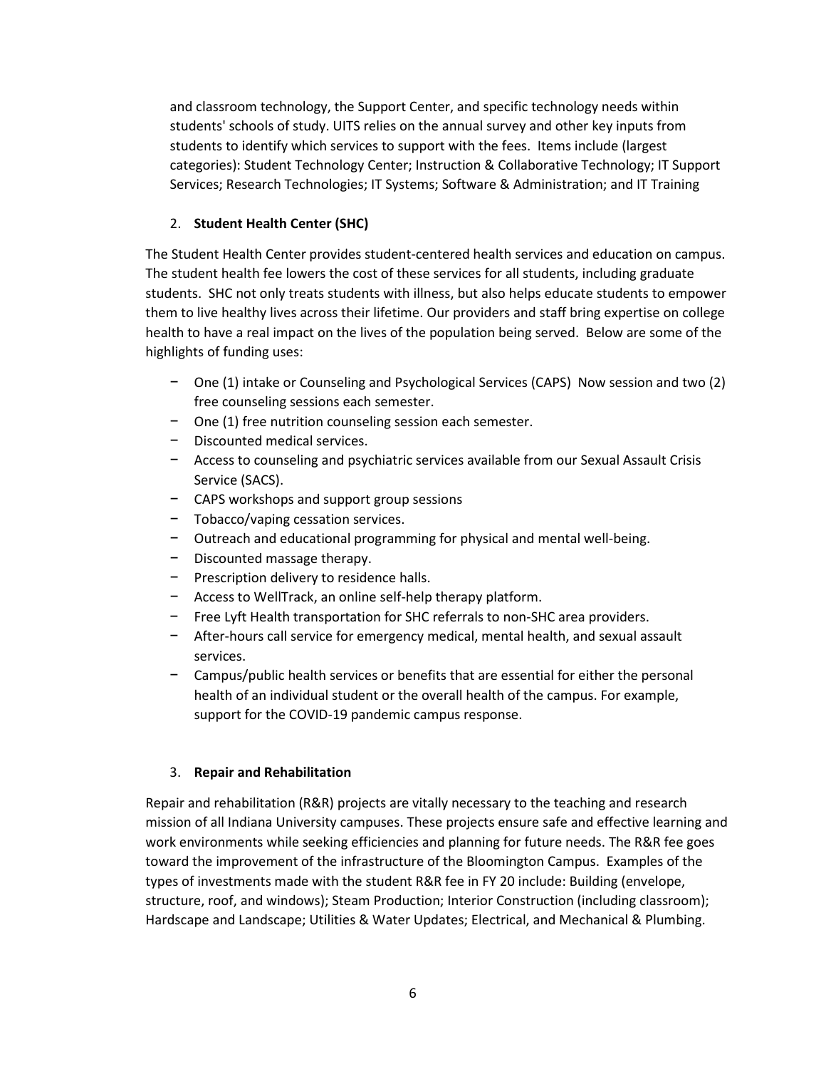and classroom technology, the Support Center, and specific technology needs within students' schools of study. UITS relies on the annual survey and other key inputs from students to identify which services to support with the fees. Items include (largest categories): Student Technology Center; Instruction & Collaborative Technology; IT Support Services; Research Technologies; IT Systems; Software & Administration; and IT Training

2. **Student Health Center (SHC)**

The Student Health Center provides student-centered health services and education on campus. The student health fee lowers the cost of these services for all students, including graduate students. SHC not only treats students with illness, but also helps educate students to empower them to live healthy lives across their lifetime. Our providers and staff bring expertise on college health to have a real impact on the lives of the population being served. Below are some of the highlights of funding uses:

- One (1) intake or Counseling and Psychological Services (CAPS) Now session and two (2) free counseling sessions each semester.
- One (1) free nutrition counseling session each semester.
- Discounted medical services.
- Access to counseling and psychiatric services available from our Sexual Assault Crisis Service (SACS).
- CAPS workshops and support group sessions
- Tobacco/vaping cessation services.
- Outreach and educational programming for physical and mental well-being.
- Discounted massage therapy.
- Prescription delivery to residence halls.
- Access to WellTrack, an online self-help therapy platform.
- Free Lyft Health transportation for SHC referrals to non-SHC area providers.
- After-hours call service for emergency medical, mental health, and sexual assault services.
- Campus/public health services or benefits that are essential for either the personal health of an individual student or the overall health of the campus. For example, support for the COVID-19 pandemic campus response.

3. **Repair and Rehabilitation**

Repair and rehabilitation (R&R) projects are vitally necessary to the teaching and research mission of all Indiana University campuses. These projects ensure safe and effective learning and work environments while seeking efficiencies and planning for future needs. The R&R fee goes toward the improvement of the infrastructure of the Bloomington Campus. Examples of the types of investments made with the student R&R fee in FY 20 include: Building (envelope, structure, roof, and windows); Steam Production; Interior Construction (including classroom); Hardscape and Landscape; Utilities & Water Updates; Electrical, and Mechanical & Plumbing.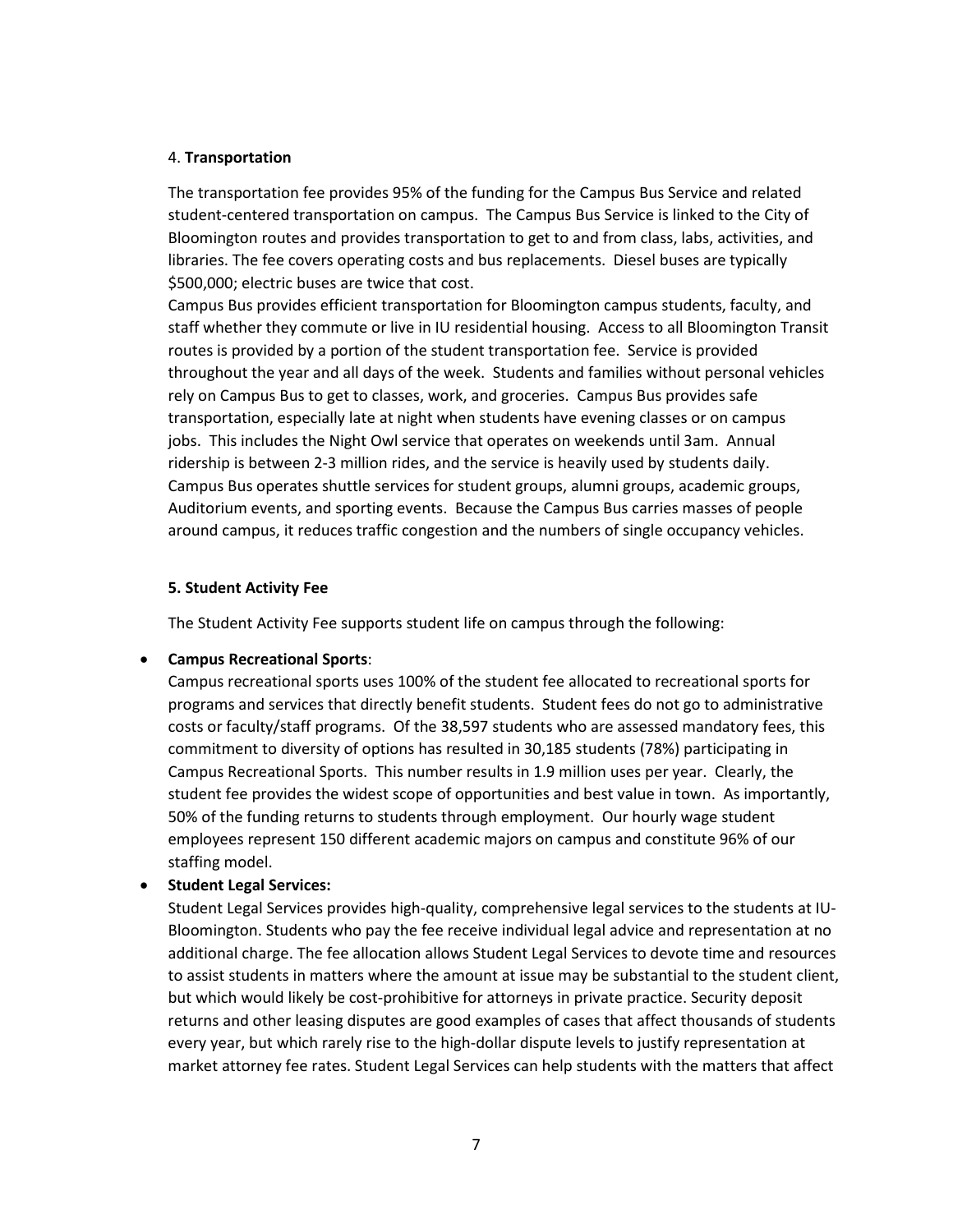4. **Transportation**

The transportation fee provides 95% of the funding for the Campus Bus Service and related student-centered transportation on campus. The Campus Bus Service is linked to the City of Bloomington routes and provides transportation to get to and from class, labs, activities, and libraries. The fee covers operating costs and bus replacements. Diesel buses are typically $500,000; electric buses are twice that cost.

Campus Bus provides efficient transportation for Bloomington campus students, faculty, and staff whether they commute or live in IU residential housing. Access to all Bloomington Transit routes is provided by a portion of the student transportation fee. Service is provided throughout the year and all days of the week. Students and families without personal vehicles rely on Campus Bus to get to classes, work, and groceries. Campus Bus provides safe transportation, especially late at night when students have evening classes or on campus jobs. This includes the Night Owl service that operates on weekends until 3am. Annual ridership is between 2-3 million rides, and the service is heavily used by students daily. Campus Bus operates shuttle services for student groups, alumni groups, academic groups, Auditorium events, and sporting events. Because the Campus Bus carries masses of people around campus, it reduces traffic congestion and the numbers of single occupancy vehicles.

**5. Student Activity Fee**

The Student Activity Fee supports student life on campus through the following:

- **Campus Recreational Sports**:
  Campus recreational sports uses 100% of the student fee allocated to recreational sports for programs and services that directly benefit students. Student fees do not go to administrative costs or faculty/staff programs. Of the 38,597 students who are assessed mandatory fees, this commitment to diversity of options has resulted in 30,185 students (78%) participating in Campus Recreational Sports. This number results in 1.9 million uses per year. Clearly, the student fee provides the widest scope of opportunities and best value in town. As importantly, 50% of the funding returns to students through employment. Our hourly wage student employees represent 150 different academic majors on campus and constitute 96% of our staffing model.
- **Student Legal Services:**
  Student Legal Services provides high-quality, comprehensive legal services to the students at IU-Bloomington. Students who pay the fee receive individual legal advice and representation at no additional charge. The fee allocation allows Student Legal Services to devote time and resources to assist students in matters where the amount at issue may be substantial to the student client, but which would likely be cost-prohibitive for attorneys in private practice. Security deposit returns and other leasing disputes are good examples of cases that affect thousands of students every year, but which rarely rise to the high-dollar dispute levels to justify representation at market attorney fee rates. Student Legal Services can help students with the matters that affect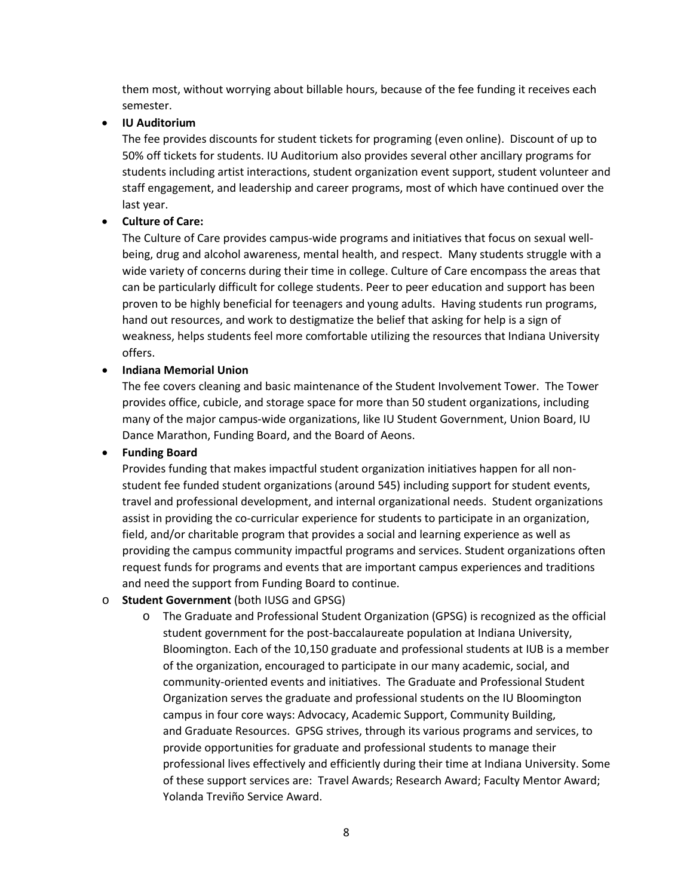them most, without worrying about billable hours, because of the fee funding it receives each semester.

- **IU Auditorium**
  The fee provides discounts for student tickets for programing (even online). Discount of up to 50% off tickets for students. IU Auditorium also provides several other ancillary programs for students including artist interactions, student organization event support, student volunteer and staff engagement, and leadership and career programs, most of which have continued over the last year.
- **Culture of Care:**
  The Culture of Care provides campus-wide programs and initiatives that focus on sexual well-being, drug and alcohol awareness, mental health, and respect. Many students struggle with a wide variety of concerns during their time in college. Culture of Care encompass the areas that can be particularly difficult for college students. Peer to peer education and support has been proven to be highly beneficial for teenagers and young adults. Having students run programs, hand out resources, and work to destigmatize the belief that asking for help is a sign of weakness, helps students feel more comfortable utilizing the resources that Indiana University offers.
- **Indiana Memorial Union**
  The fee covers cleaning and basic maintenance of the Student Involvement Tower. The Tower provides office, cubicle, and storage space for more than 50 student organizations, including many of the major campus-wide organizations, like IU Student Government, Union Board, IU Dance Marathon, Funding Board, and the Board of Aeons.
- **Funding Board**
  Provides funding that makes impactful student organization initiatives happen for all non-student fee funded student organizations (around 545) including support for student events, travel and professional development, and internal organizational needs. Student organizations assist in providing the co-curricular experience for students to participate in an organization, field, and/or charitable program that provides a social and learning experience as well as providing the campus community impactful programs and services. Student organizations often request funds for programs and events that are important campus experiences and traditions and need the support from Funding Board to continue.

- **Student Government** (both IUSG and GPSG)
  - The Graduate and Professional Student Organization (GPSG) is recognized as the official student government for the post-baccalaureate population at Indiana University, Bloomington. Each of the 10,150 graduate and professional students at IUB is a member of the organization, encouraged to participate in our many academic, social, and community-oriented events and initiatives. The Graduate and Professional Student Organization serves the graduate and professional students on the IU Bloomington campus in four core ways: Advocacy, Academic Support, Community Building, and Graduate Resources. GPSG strives, through its various programs and services, to provide opportunities for graduate and professional students to manage their professional lives effectively and efficiently during their time at Indiana University. Some of these support services are: Travel Awards; Research Award; Faculty Mentor Award; Yolanda Treviño Service Award.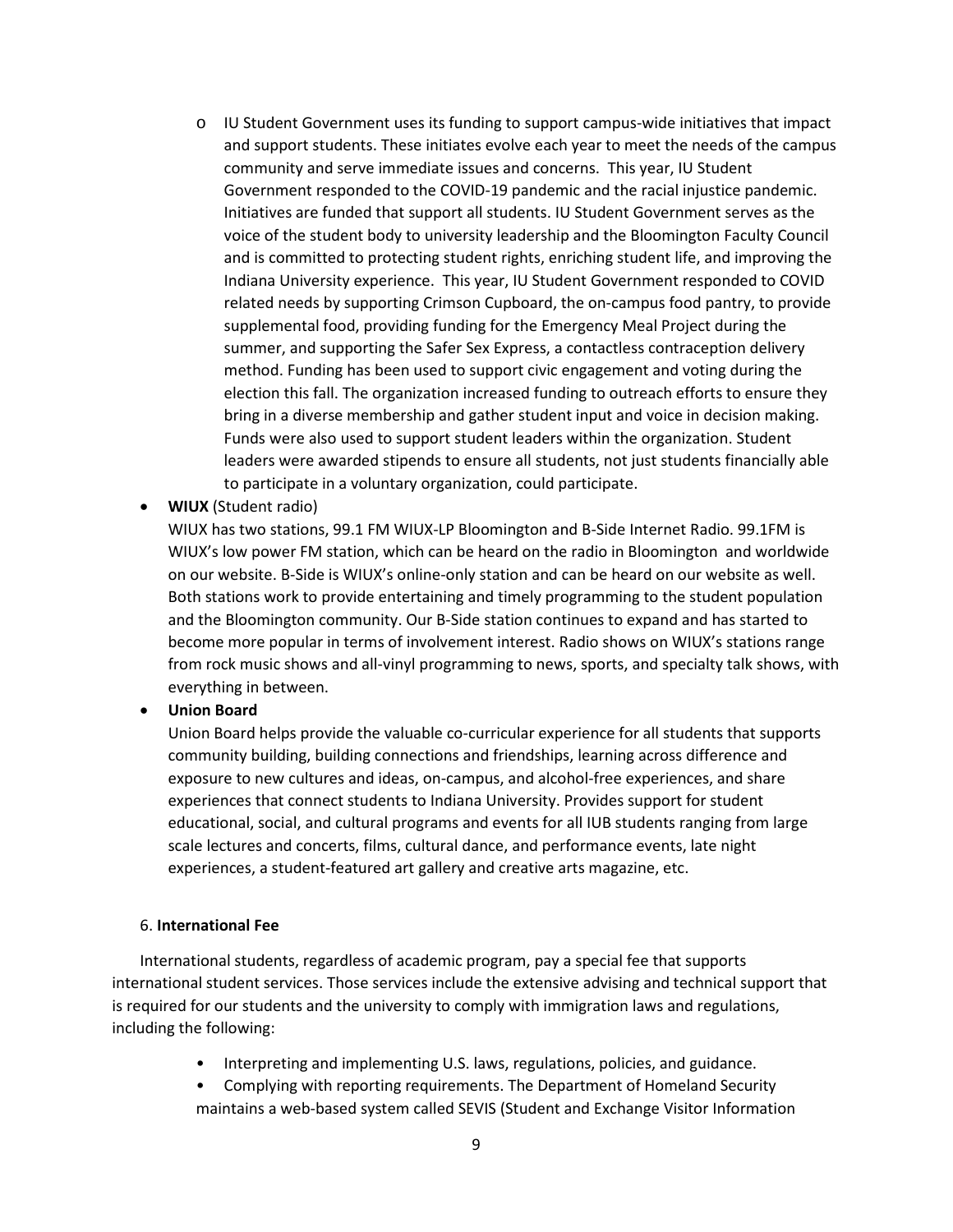- IU Student Government uses its funding to support campus-wide initiatives that impact and support students. These initiates evolve each year to meet the needs of the campus community and serve immediate issues and concerns. This year, IU Student Government responded to the COVID-19 pandemic and the racial injustice pandemic. Initiatives are funded that support all students. IU Student Government serves as the voice of the student body to university leadership and the Bloomington Faculty Council and is committed to protecting student rights, enriching student life, and improving the Indiana University experience. This year, IU Student Government responded to COVID related needs by supporting Crimson Cupboard, the on-campus food pantry, to provide supplemental food, providing funding for the Emergency Meal Project during the summer, and supporting the Safer Sex Express, a contactless contraception delivery method. Funding has been used to support civic engagement and voting during the election this fall. The organization increased funding to outreach efforts to ensure they bring in a diverse membership and gather student input and voice in decision making. Funds were also used to support student leaders within the organization. Student leaders were awarded stipends to ensure all students, not just students financially able to participate in a voluntary organization, could participate.

- **WIUX** (Student radio)
  WIUX has two stations, 99.1 FM WIUX-LP Bloomington and B-Side Internet Radio. 99.1FM is WIUX's low power FM station, which can be heard on the radio in Bloomington and worldwide on our website. B-Side is WIUX's online-only station and can be heard on our website as well. Both stations work to provide entertaining and timely programming to the student population and the Bloomington community. Our B-Side station continues to expand and has started to become more popular in terms of involvement interest. Radio shows on WIUX's stations range from rock music shows and all-vinyl programming to news, sports, and specialty talk shows, with everything in between.

- **Union Board**
  Union Board helps provide the valuable co-curricular experience for all students that supports community building, building connections and friendships, learning across difference and exposure to new cultures and ideas, on-campus, and alcohol-free experiences, and share experiences that connect students to Indiana University. Provides support for student educational, social, and cultural programs and events for all IUB students ranging from large scale lectures and concerts, films, cultural dance, and performance events, late night experiences, a student-featured art gallery and creative arts magazine, etc.

6. **International Fee**

International students, regardless of academic program, pay a special fee that supports international student services. Those services include the extensive advising and technical support that is required for our students and the university to comply with immigration laws and regulations, including the following:

- Interpreting and implementing U.S. laws, regulations, policies, and guidance.
- Complying with reporting requirements. The Department of Homeland Security maintains a web-based system called SEVIS (Student and Exchange Visitor Information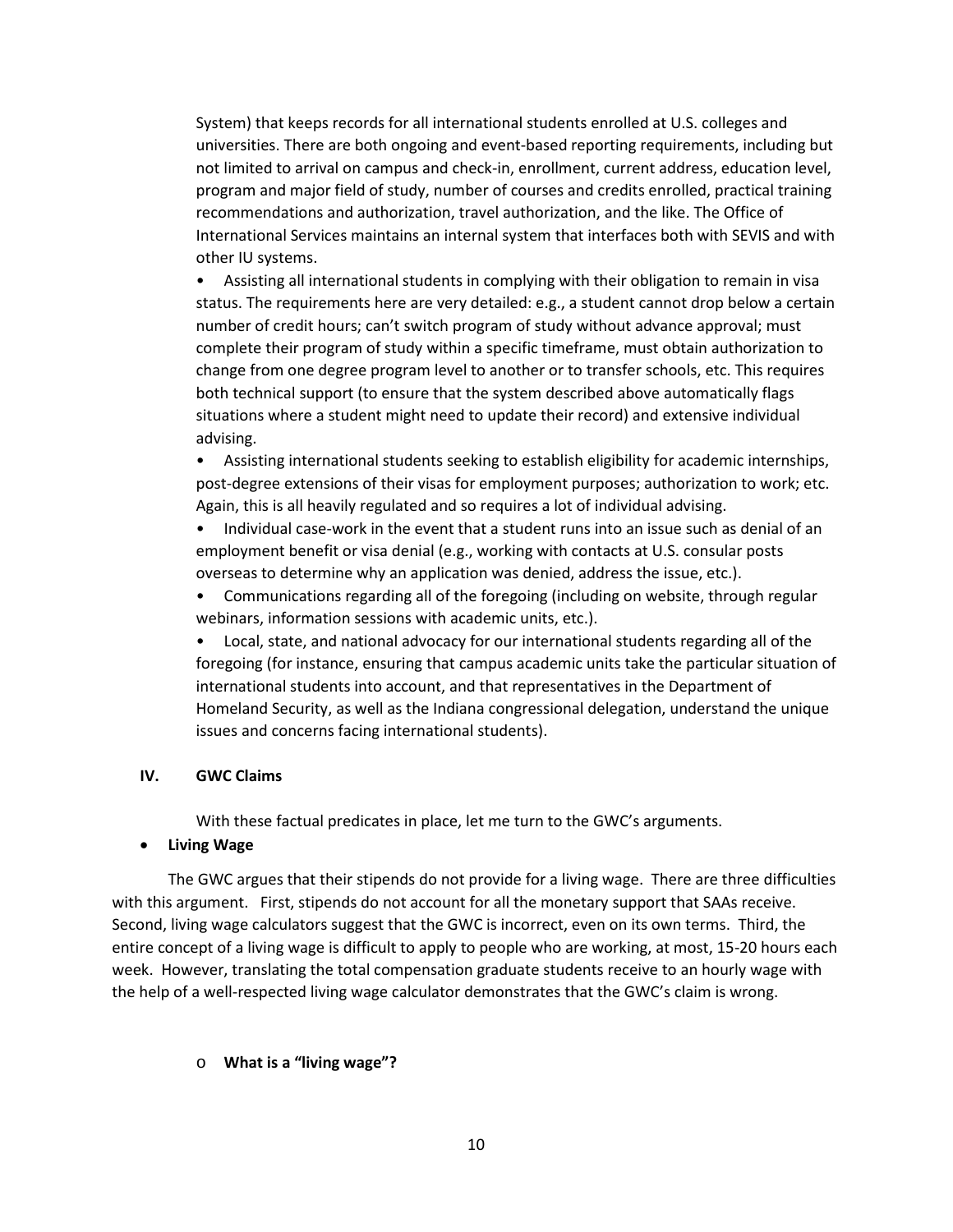System) that keeps records for all international students enrolled at U.S. colleges and universities. There are both ongoing and event-based reporting requirements, including but not limited to arrival on campus and check-in, enrollment, current address, education level, program and major field of study, number of courses and credits enrolled, practical training recommendations and authorization, travel authorization, and the like. The Office of International Services maintains an internal system that interfaces both with SEVIS and with other IU systems.

- Assisting all international students in complying with their obligation to remain in visa status. The requirements here are very detailed: e.g., a student cannot drop below a certain number of credit hours; can't switch program of study without advance approval; must complete their program of study within a specific timeframe, must obtain authorization to change from one degree program level to another or to transfer schools, etc. This requires both technical support (to ensure that the system described above automatically flags situations where a student might need to update their record) and extensive individual advising.
- Assisting international students seeking to establish eligibility for academic internships, post-degree extensions of their visas for employment purposes; authorization to work; etc. Again, this is all heavily regulated and so requires a lot of individual advising.
- Individual case-work in the event that a student runs into an issue such as denial of an employment benefit or visa denial (e.g., working with contacts at U.S. consular posts overseas to determine why an application was denied, address the issue, etc.).
- Communications regarding all of the foregoing (including on website, through regular webinars, information sessions with academic units, etc.).
- Local, state, and national advocacy for our international students regarding all of the foregoing (for instance, ensuring that campus academic units take the particular situation of international students into account, and that representatives in the Department of Homeland Security, as well as the Indiana congressional delegation, understand the unique issues and concerns facing international students).

## IV. GWC Claims

With these factual predicates in place, let me turn to the GWC's arguments.

- **Living Wage**

The GWC argues that their stipends do not provide for a living wage. There are three difficulties with this argument. First, stipends do not account for all the monetary support that SAAs receive. Second, living wage calculators suggest that the GWC is incorrect, even on its own terms. Third, the entire concept of a living wage is difficult to apply to people who are working, at most, 15-20 hours each week. However, translating the total compensation graduate students receive to an hourly wage with the help of a well-respected living wage calculator demonstrates that the GWC's claim is wrong.

- **What is a "living wage"?**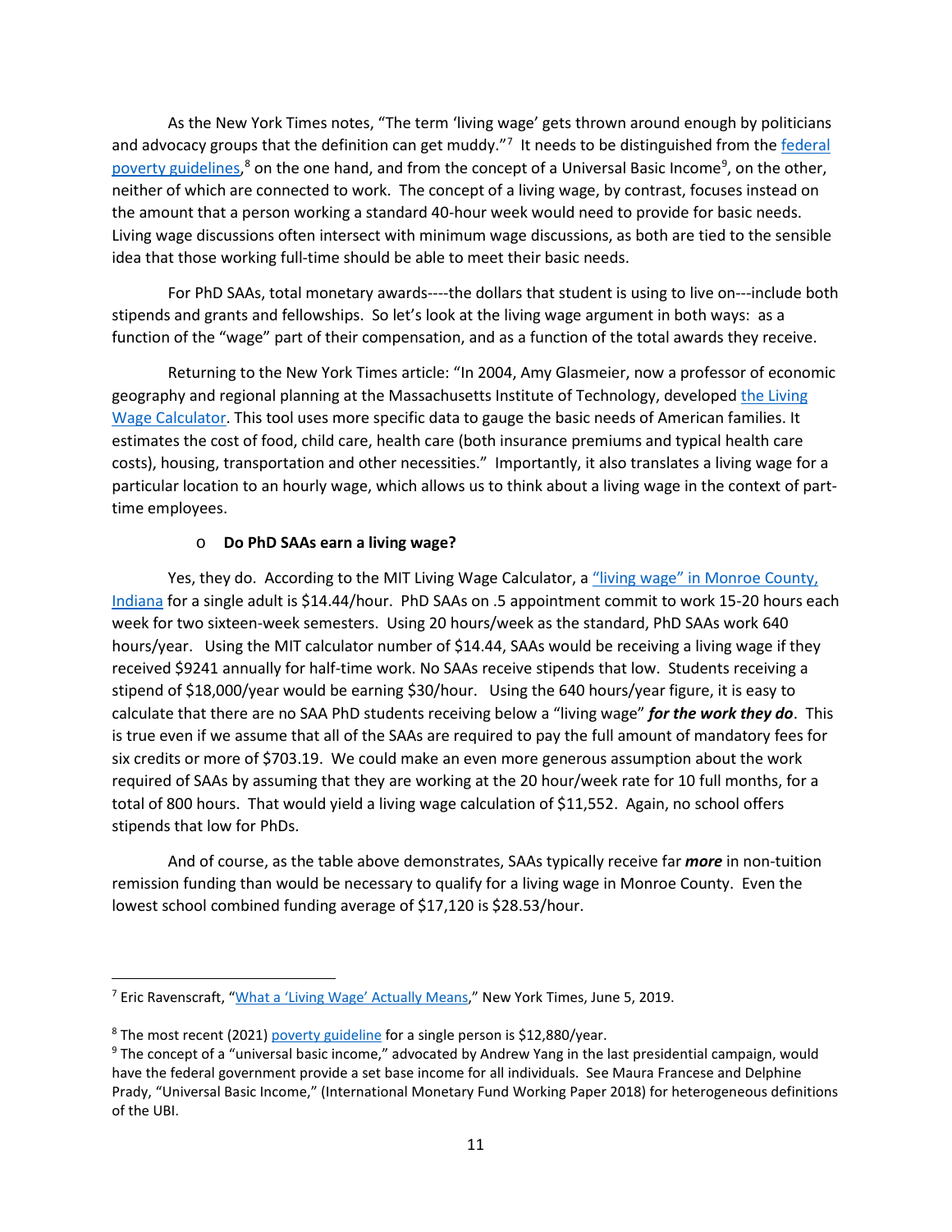As the New York Times notes, "The term 'living wage' gets thrown around enough by politicians and advocacy groups that the definition can get muddy."[7] It needs to be distinguished from the federal poverty guidelines,[8] on the one hand, and from the concept of a Universal Basic Income[9], on the other, neither of which are connected to work. The concept of a living wage, by contrast, focuses instead on the amount that a person working a standard 40-hour week would need to provide for basic needs. Living wage discussions often intersect with minimum wage discussions, as both are tied to the sensible idea that those working full-time should be able to meet their basic needs.

For PhD SAAs, total monetary awards----the dollars that student is using to live on---include both stipends and grants and fellowships. So let's look at the living wage argument in both ways: as a function of the "wage" part of their compensation, and as a function of the total awards they receive.

Returning to the New York Times article: "In 2004, Amy Glasmeier, now a professor of economic geography and regional planning at the Massachusetts Institute of Technology, developed the Living Wage Calculator. This tool uses more specific data to gauge the basic needs of American families. It estimates the cost of food, child care, health care (both insurance premiums and typical health care costs), housing, transportation and other necessities." Importantly, it also translates a living wage for a particular location to an hourly wage, which allows us to think about a living wage in the context of part-time employees.

- **Do PhD SAAs earn a living wage?**

Yes, they do. According to the MIT Living Wage Calculator, a "living wage" in Monroe County, Indiana for a single adult is $14.44/hour. PhD SAAs on .5 appointment commit to work 15-20 hours each week for two sixteen-week semesters. Using 20 hours/week as the standard, PhD SAAs work 640 hours/year. Using the MIT calculator number of $14.44, SAAs would be receiving a living wage if they received $9241 annually for half-time work. No SAAs receive stipends that low. Students receiving a stipend of $18,000/year would be earning $30/hour. Using the 640 hours/year figure, it is easy to calculate that there are no SAA PhD students receiving below a "living wage" ***for the work they do***. This is true even if we assume that all of the SAAs are required to pay the full amount of mandatory fees for six credits or more of $703.19. We could make an even more generous assumption about the work required of SAAs by assuming that they are working at the 20 hour/week rate for 10 full months, for a total of 800 hours. That would yield a living wage calculation of $11,552. Again, no school offers stipends that low for PhDs.

And of course, as the table above demonstrates, SAAs typically receive far ***more*** in non-tuition remission funding than would be necessary to qualify for a living wage in Monroe County. Even the lowest school combined funding average of $17,120 is $28.53/hour.

---

[7] Eric Ravenscraft, "What a 'Living Wage' Actually Means," New York Times, June 5, 2019.

[8] The most recent (2021) poverty guideline for a single person is $12,880/year.

[9] The concept of a "universal basic income," advocated by Andrew Yang in the last presidential campaign, would have the federal government provide a set base income for all individuals. See Maura Francese and Delphine Prady, "Universal Basic Income," (International Monetary Fund Working Paper 2018) for heterogeneous definitions of the UBI.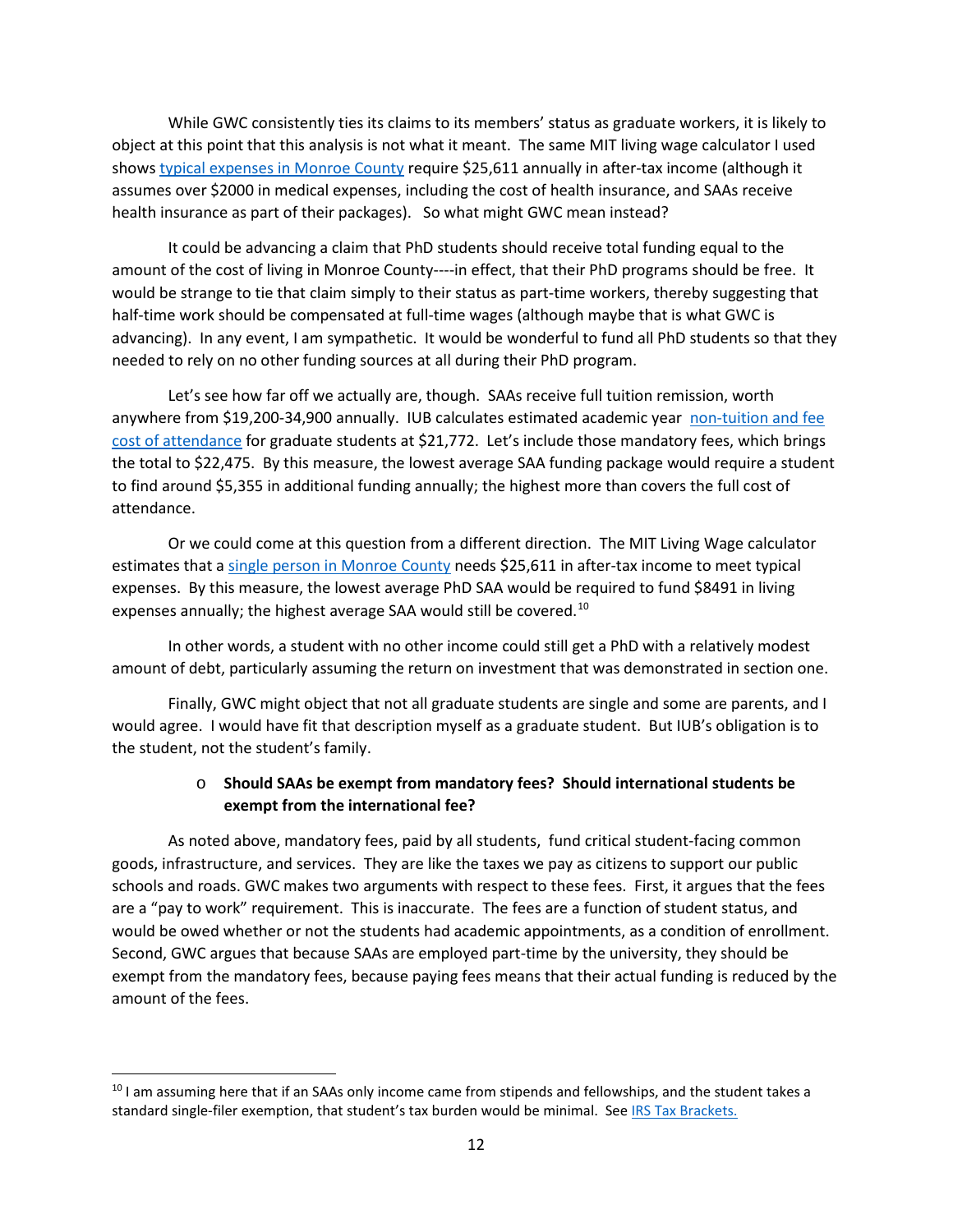While GWC consistently ties its claims to its members' status as graduate workers, it is likely to object at this point that this analysis is not what it meant. The same MIT living wage calculator I used shows typical expenses in Monroe County require $25,611 annually in after-tax income (although it assumes over $2000 in medical expenses, including the cost of health insurance, and SAAs receive health insurance as part of their packages). So what might GWC mean instead?

It could be advancing a claim that PhD students should receive total funding equal to the amount of the cost of living in Monroe County----in effect, that their PhD programs should be free. It would be strange to tie that claim simply to their status as part-time workers, thereby suggesting that half-time work should be compensated at full-time wages (although maybe that is what GWC is advancing). In any event, I am sympathetic. It would be wonderful to fund all PhD students so that they needed to rely on no other funding sources at all during their PhD program.

Let's see how far off we actually are, though. SAAs receive full tuition remission, worth anywhere from $19,200-34,900 annually. IUB calculates estimated academic year non-tuition and fee cost of attendance for graduate students at $21,772. Let's include those mandatory fees, which brings the total to $22,475. By this measure, the lowest average SAA funding package would require a student to find around $5,355 in additional funding annually; the highest more than covers the full cost of attendance.

Or we could come at this question from a different direction. The MIT Living Wage calculator estimates that a single person in Monroe County needs $25,611 in after-tax income to meet typical expenses. By this measure, the lowest average PhD SAA would be required to fund $8491 in living expenses annually; the highest average SAA would still be covered.[10]

In other words, a student with no other income could still get a PhD with a relatively modest amount of debt, particularly assuming the return on investment that was demonstrated in section one.

Finally, GWC might object that not all graduate students are single and some are parents, and I would agree. I would have fit that description myself as a graduate student. But IUB's obligation is to the student, not the student's family.

- **Should SAAs be exempt from mandatory fees? Should international students be exempt from the international fee?**

As noted above, mandatory fees, paid by all students, fund critical student-facing common goods, infrastructure, and services. They are like the taxes we pay as citizens to support our public schools and roads. GWC makes two arguments with respect to these fees. First, it argues that the fees are a "pay to work" requirement. This is inaccurate. The fees are a function of student status, and would be owed whether or not the students had academic appointments, as a condition of enrollment. Second, GWC argues that because SAAs are employed part-time by the university, they should be exempt from the mandatory fees, because paying fees means that their actual funding is reduced by the amount of the fees.

---

[10] I am assuming here that if an SAAs only income came from stipends and fellowships, and the student takes a standard single-filer exemption, that student's tax burden would be minimal. See IRS Tax Brackets.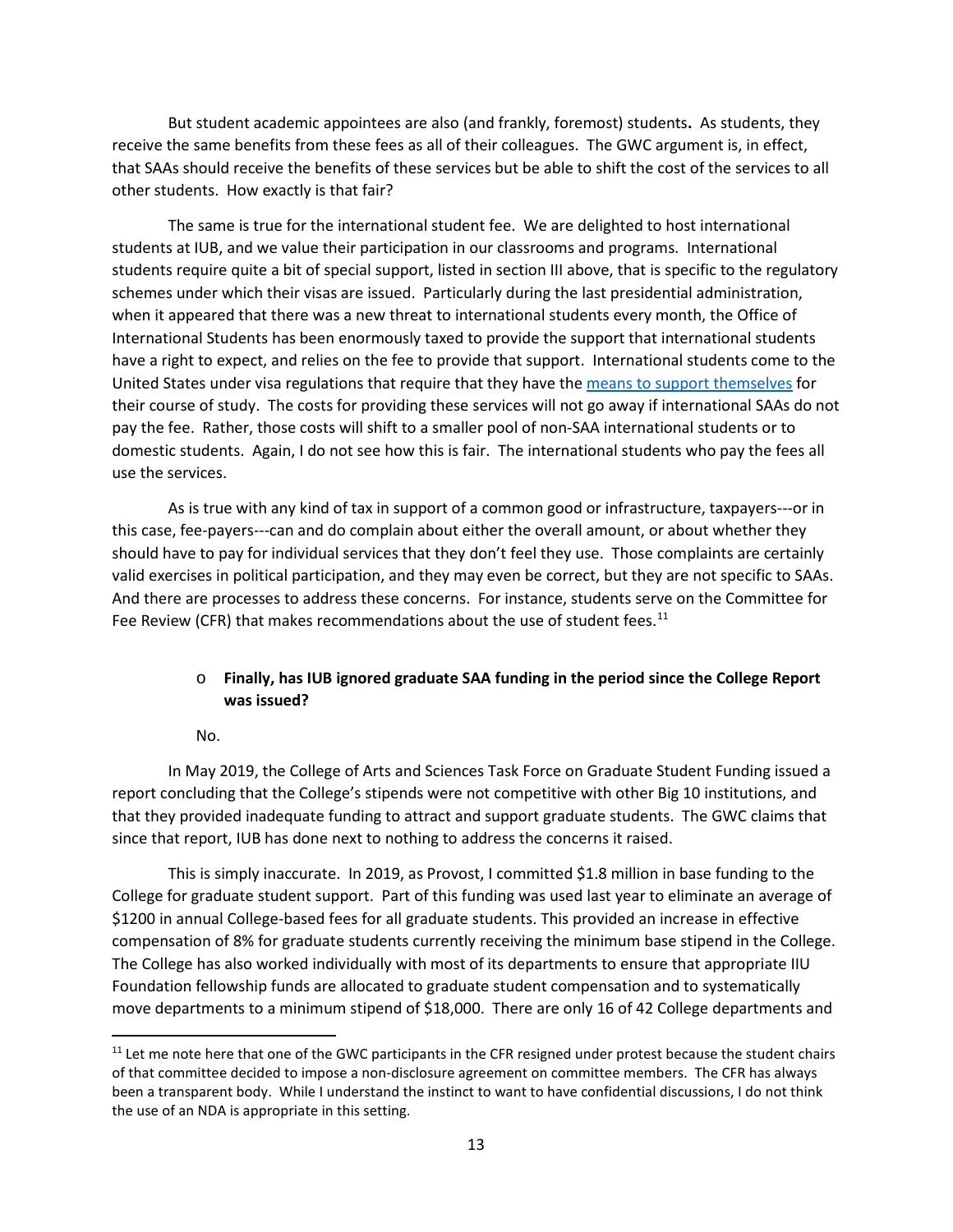But student academic appointees are also (and frankly, foremost) students**.** As students, they receive the same benefits from these fees as all of their colleagues. The GWC argument is, in effect, that SAAs should receive the benefits of these services but be able to shift the cost of the services to all other students. How exactly is that fair?

The same is true for the international student fee. We are delighted to host international students at IUB, and we value their participation in our classrooms and programs. International students require quite a bit of special support, listed in section III above, that is specific to the regulatory schemes under which their visas are issued. Particularly during the last presidential administration, when it appeared that there was a new threat to international students every month, the Office of International Students has been enormously taxed to provide the support that international students have a right to expect, and relies on the fee to provide that support. International students come to the United States under visa regulations that require that they have the means to support themselves for their course of study. The costs for providing these services will not go away if international SAAs do not pay the fee. Rather, those costs will shift to a smaller pool of non-SAA international students or to domestic students. Again, I do not see how this is fair. The international students who pay the fees all use the services.

As is true with any kind of tax in support of a common good or infrastructure, taxpayers---or in this case, fee-payers---can and do complain about either the overall amount, or about whether they should have to pay for individual services that they don't feel they use. Those complaints are certainly valid exercises in political participation, and they may even be correct, but they are not specific to SAAs. And there are processes to address these concerns. For instance, students serve on the Committee for Fee Review (CFR) that makes recommendations about the use of student fees.[11]

- **Finally, has IUB ignored graduate SAA funding in the period since the College Report was issued?**

No.

In May 2019, the College of Arts and Sciences Task Force on Graduate Student Funding issued a report concluding that the College's stipends were not competitive with other Big 10 institutions, and that they provided inadequate funding to attract and support graduate students. The GWC claims that since that report, IUB has done next to nothing to address the concerns it raised.

This is simply inaccurate. In 2019, as Provost, I committed $1.8 million in base funding to the College for graduate student support. Part of this funding was used last year to eliminate an average of $1200 in annual College-based fees for all graduate students. This provided an increase in effective compensation of 8% for graduate students currently receiving the minimum base stipend in the College. The College has also worked individually with most of its departments to ensure that appropriate IIU Foundation fellowship funds are allocated to graduate student compensation and to systematically move departments to a minimum stipend of $18,000. There are only 16 of 42 College departments and

---

[11] Let me note here that one of the GWC participants in the CFR resigned under protest because the student chairs of that committee decided to impose a non-disclosure agreement on committee members. The CFR has always been a transparent body. While I understand the instinct to want to have confidential discussions, I do not think the use of an NDA is appropriate in this setting.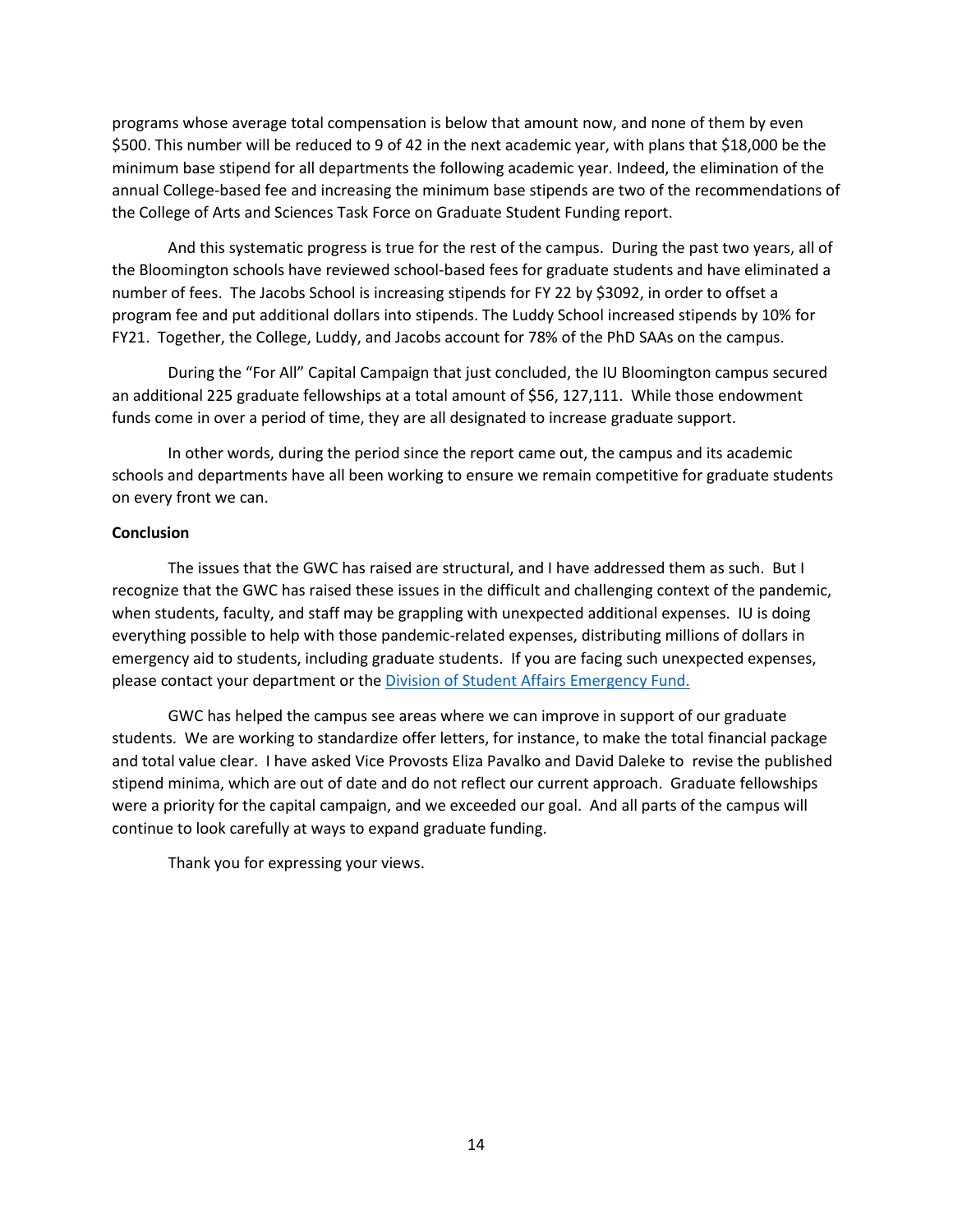programs whose average total compensation is below that amount now, and none of them by even $500. This number will be reduced to 9 of 42 in the next academic year, with plans that $18,000 be the minimum base stipend for all departments the following academic year. Indeed, the elimination of the annual College-based fee and increasing the minimum base stipends are two of the recommendations of the College of Arts and Sciences Task Force on Graduate Student Funding report.

And this systematic progress is true for the rest of the campus. During the past two years, all of the Bloomington schools have reviewed school-based fees for graduate students and have eliminated a number of fees. The Jacobs School is increasing stipends for FY 22 by $3092, in order to offset a program fee and put additional dollars into stipends. The Luddy School increased stipends by 10% for FY21. Together, the College, Luddy, and Jacobs account for 78% of the PhD SAAs on the campus.

During the "For All" Capital Campaign that just concluded, the IU Bloomington campus secured an additional 225 graduate fellowships at a total amount of $56, 127,111. While those endowment funds come in over a period of time, they are all designated to increase graduate support.

In other words, during the period since the report came out, the campus and its academic schools and departments have all been working to ensure we remain competitive for graduate students on every front we can.

**Conclusion**

The issues that the GWC has raised are structural, and I have addressed them as such. But I recognize that the GWC has raised these issues in the difficult and challenging context of the pandemic, when students, faculty, and staff may be grappling with unexpected additional expenses. IU is doing everything possible to help with those pandemic-related expenses, distributing millions of dollars in emergency aid to students, including graduate students. If you are facing such unexpected expenses, please contact your department or the Division of Student Affairs Emergency Fund.

GWC has helped the campus see areas where we can improve in support of our graduate students. We are working to standardize offer letters, for instance, to make the total financial package and total value clear. I have asked Vice Provosts Eliza Pavalko and David Daleke to revise the published stipend minima, which are out of date and do not reflect our current approach. Graduate fellowships were a priority for the capital campaign, and we exceeded our goal. And all parts of the campus will continue to look carefully at ways to expand graduate funding.

Thank you for expressing your views.